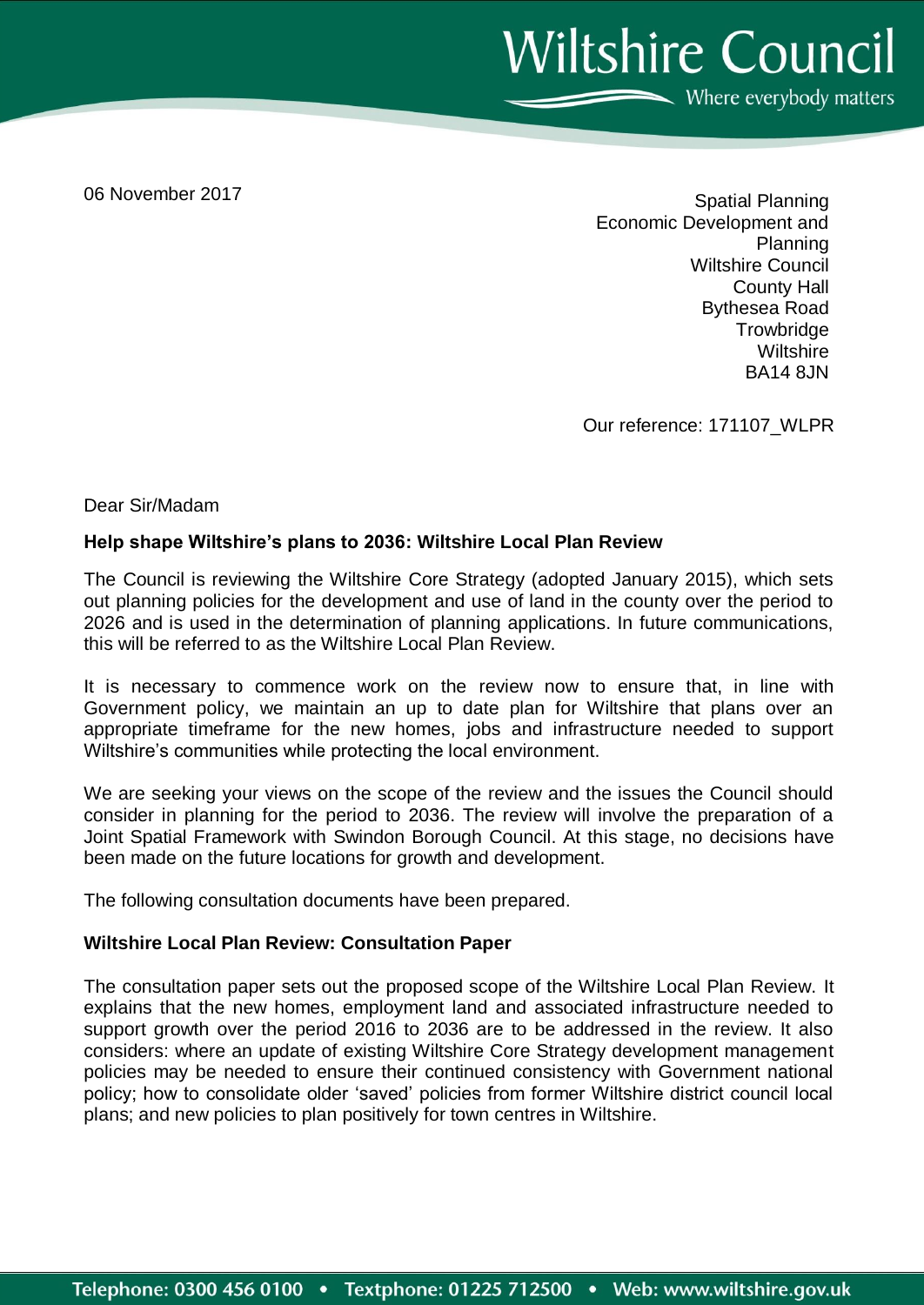Wiltshire Council

Where everybody matters

06 November 2017

Spatial Planning
Economic Development and Planning
Wiltshire Council
County Hall
Bythesea Road
Trowbridge
Wiltshire
BA14 8JN

Our reference: 171107_WLPR

Dear Sir/Madam

**Help shape Wiltshire's plans to 2036: Wiltshire Local Plan Review**

The Council is reviewing the Wiltshire Core Strategy (adopted January 2015), which sets out planning policies for the development and use of land in the county over the period to 2026 and is used in the determination of planning applications. In future communications, this will be referred to as the Wiltshire Local Plan Review.

It is necessary to commence work on the review now to ensure that, in line with Government policy, we maintain an up to date plan for Wiltshire that plans over an appropriate timeframe for the new homes, jobs and infrastructure needed to support Wiltshire's communities while protecting the local environment.

We are seeking your views on the scope of the review and the issues the Council should consider in planning for the period to 2036. The review will involve the preparation of a Joint Spatial Framework with Swindon Borough Council. At this stage, no decisions have been made on the future locations for growth and development.

The following consultation documents have been prepared.

**Wiltshire Local Plan Review: Consultation Paper**

The consultation paper sets out the proposed scope of the Wiltshire Local Plan Review. It explains that the new homes, employment land and associated infrastructure needed to support growth over the period 2016 to 2036 are to be addressed in the review. It also considers: where an update of existing Wiltshire Core Strategy development management policies may be needed to ensure their continued consistency with Government national policy; how to consolidate older 'saved' policies from former Wiltshire district council local plans; and new policies to plan positively for town centres in Wiltshire.

Telephone: 0300 456 0100 • Textphone: 01225 712500 • Web: www.wiltshire.gov.uk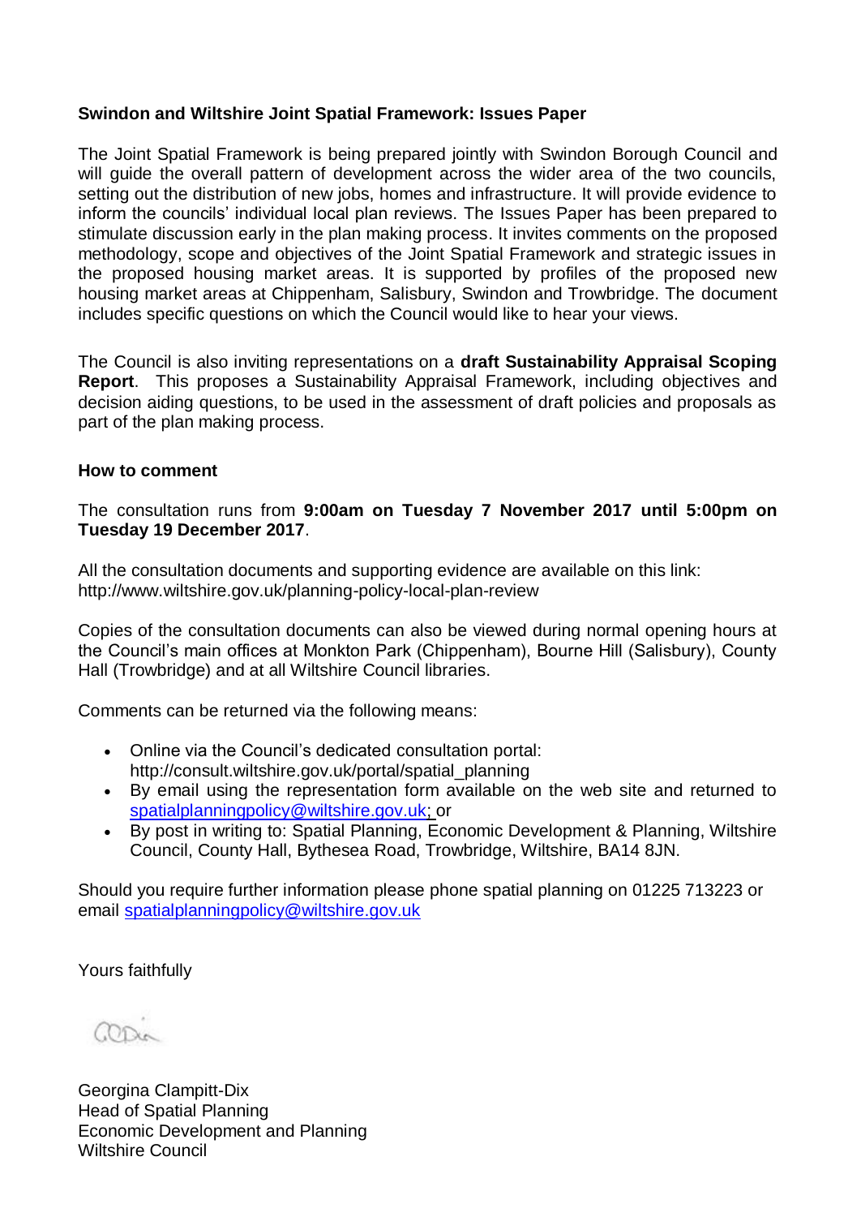**Swindon and Wiltshire Joint Spatial Framework: Issues Paper**

The Joint Spatial Framework is being prepared jointly with Swindon Borough Council and will guide the overall pattern of development across the wider area of the two councils, setting out the distribution of new jobs, homes and infrastructure. It will provide evidence to inform the councils' individual local plan reviews. The Issues Paper has been prepared to stimulate discussion early in the plan making process. It invites comments on the proposed methodology, scope and objectives of the Joint Spatial Framework and strategic issues in the proposed housing market areas. It is supported by profiles of the proposed new housing market areas at Chippenham, Salisbury, Swindon and Trowbridge. The document includes specific questions on which the Council would like to hear your views.

The Council is also inviting representations on a **draft Sustainability Appraisal Scoping Report**. This proposes a Sustainability Appraisal Framework, including objectives and decision aiding questions, to be used in the assessment of draft policies and proposals as part of the plan making process.

**How to comment**

The consultation runs from **9:00am on Tuesday 7 November 2017 until 5:00pm on Tuesday 19 December 2017**.

All the consultation documents and supporting evidence are available on this link: http://www.wiltshire.gov.uk/planning-policy-local-plan-review

Copies of the consultation documents can also be viewed during normal opening hours at the Council's main offices at Monkton Park (Chippenham), Bourne Hill (Salisbury), County Hall (Trowbridge) and at all Wiltshire Council libraries.

Comments can be returned via the following means:

- Online via the Council's dedicated consultation portal: http://consult.wiltshire.gov.uk/portal/spatial_planning
- By email using the representation form available on the web site and returned to spatialplanningpolicy@wiltshire.gov.uk; or
- By post in writing to: Spatial Planning, Economic Development & Planning, Wiltshire Council, County Hall, Bythesea Road, Trowbridge, Wiltshire, BA14 8JN.

Should you require further information please phone spatial planning on 01225 713223 or email spatialplanningpolicy@wiltshire.gov.uk

Yours faithfully

Georgina Clampitt-Dix
Head of Spatial Planning
Economic Development and Planning
Wiltshire Council